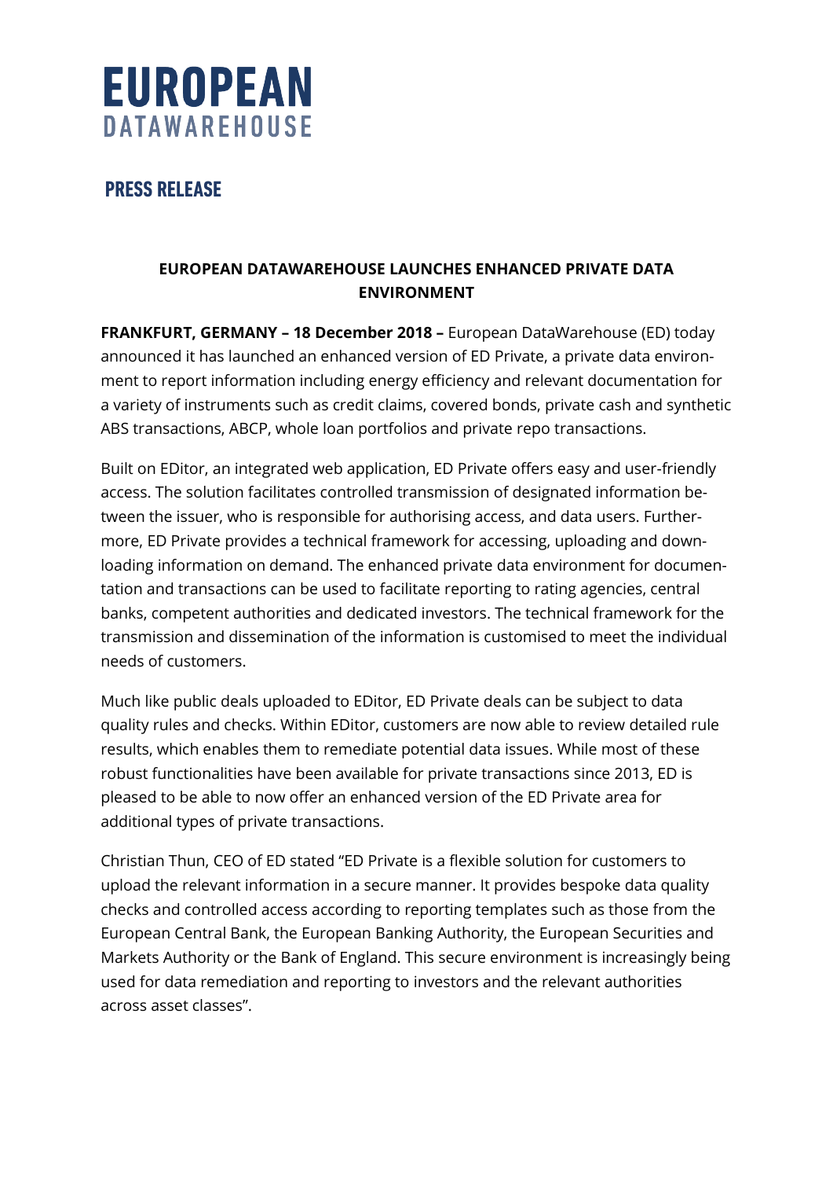# EUROPEAN DATAWAREHOUSE

## PRESS RELEASE

### EUROPEAN DATAWAREHOUSE LAUNCHES ENHANCED PRIVATE DATA ENVIRONMENT

**FRANKFURT, GERMANY – 18 December 2018 –** European DataWarehouse (ED) today announced it has launched an enhanced version of ED Private, a private data environment to report information including energy efficiency and relevant documentation for a variety of instruments such as credit claims, covered bonds, private cash and synthetic ABS transactions, ABCP, whole loan portfolios and private repo transactions.

Built on EDitor, an integrated web application, ED Private offers easy and user-friendly access. The solution facilitates controlled transmission of designated information between the issuer, who is responsible for authorising access, and data users. Furthermore, ED Private provides a technical framework for accessing, uploading and downloading information on demand. The enhanced private data environment for documentation and transactions can be used to facilitate reporting to rating agencies, central banks, competent authorities and dedicated investors. The technical framework for the transmission and dissemination of the information is customised to meet the individual needs of customers.

Much like public deals uploaded to EDitor, ED Private deals can be subject to data quality rules and checks. Within EDitor, customers are now able to review detailed rule results, which enables them to remediate potential data issues. While most of these robust functionalities have been available for private transactions since 2013, ED is pleased to be able to now offer an enhanced version of the ED Private area for additional types of private transactions.

Christian Thun, CEO of ED stated "ED Private is a flexible solution for customers to upload the relevant information in a secure manner. It provides bespoke data quality checks and controlled access according to reporting templates such as those from the European Central Bank, the European Banking Authority, the European Securities and Markets Authority or the Bank of England. This secure environment is increasingly being used for data remediation and reporting to investors and the relevant authorities across asset classes".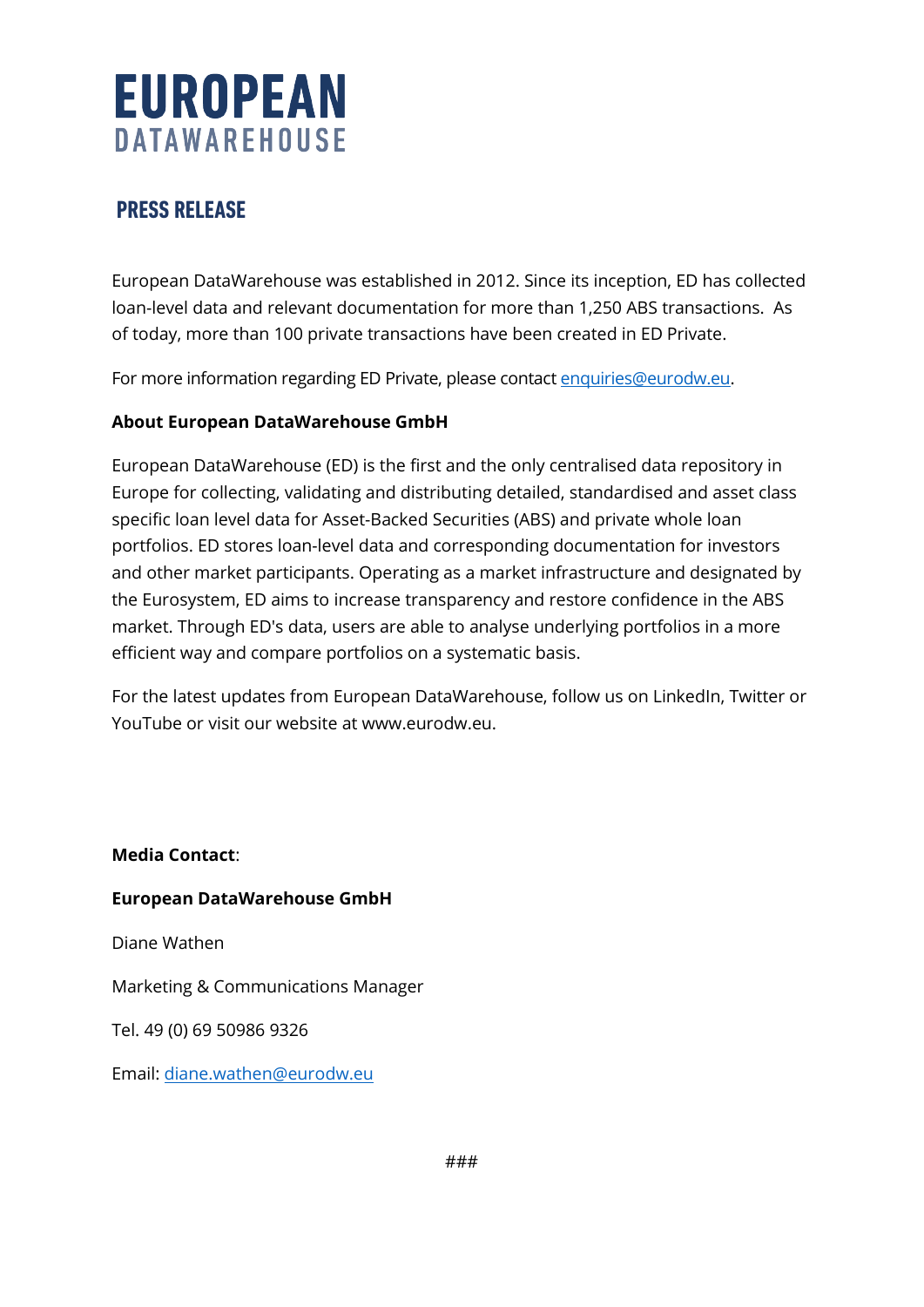# EUROPEAN
DATAWAREHOUSE

## PRESS RELEASE

European DataWarehouse was established in 2012. Since its inception, ED has collected loan-level data and relevant documentation for more than 1,250 ABS transactions. As of today, more than 100 private transactions have been created in ED Private.

For more information regarding ED Private, please contact enquiries@eurodw.eu.

**About European DataWarehouse GmbH**

European DataWarehouse (ED) is the first and the only centralised data repository in Europe for collecting, validating and distributing detailed, standardised and asset class specific loan level data for Asset-Backed Securities (ABS) and private whole loan portfolios. ED stores loan-level data and corresponding documentation for investors and other market participants. Operating as a market infrastructure and designated by the Eurosystem, ED aims to increase transparency and restore confidence in the ABS market. Through ED's data, users are able to analyse underlying portfolios in a more efficient way and compare portfolios on a systematic basis.

For the latest updates from European DataWarehouse, follow us on LinkedIn, Twitter or YouTube or visit our website at www.eurodw.eu.

**Media Contact**:

**European DataWarehouse GmbH**

Diane Wathen

Marketing & Communications Manager

Tel. 49 (0) 69 50986 9326

Email: diane.wathen@eurodw.eu

###